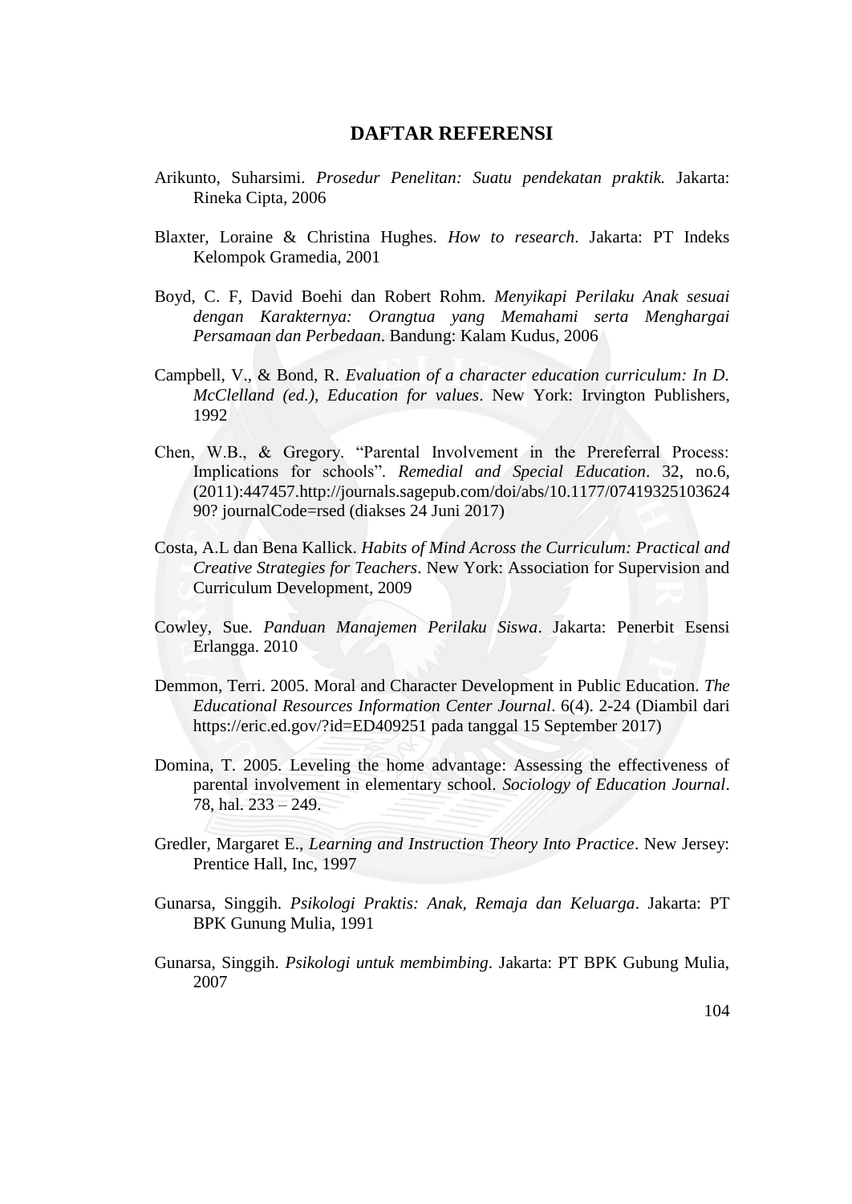# DAFTAR REFERENSI

Arikunto, Suharsimi. *Prosedur Penelitan: Suatu pendekatan praktik.* Jakarta: Rineka Cipta, 2006

Blaxter, Loraine & Christina Hughes. *How to research*. Jakarta: PT Indeks Kelompok Gramedia, 2001

Boyd, C. F, David Boehi dan Robert Rohm. *Menyikapi Perilaku Anak sesuai dengan Karakternya: Orangtua yang Memahami serta Menghargai Persamaan dan Perbedaan*. Bandung: Kalam Kudus, 2006

Campbell, V., & Bond, R. *Evaluation of a character education curriculum: In D. McClelland (ed.), Education for values*. New York: Irvington Publishers, 1992

Chen, W.B., & Gregory. "Parental Involvement in the Prereferral Process: Implications for schools". *Remedial and Special Education*. 32, no.6, (2011):447457.http://journals.sagepub.com/doi/abs/10.1177/07419325103624 90? journalCode=rsed (diakses 24 Juni 2017)

Costa, A.L dan Bena Kallick. *Habits of Mind Across the Curriculum: Practical and Creative Strategies for Teachers*. New York: Association for Supervision and Curriculum Development, 2009

Cowley, Sue. *Panduan Manajemen Perilaku Siswa*. Jakarta: Penerbit Esensi Erlangga. 2010

Demmon, Terri. 2005. Moral and Character Development in Public Education. *The Educational Resources Information Center Journal*. 6(4). 2-24 (Diambil dari https://eric.ed.gov/?id=ED409251 pada tanggal 15 September 2017)

Domina, T. 2005. Leveling the home advantage: Assessing the effectiveness of parental involvement in elementary school. *Sociology of Education Journal*. 78, hal. 233 – 249.

Gredler, Margaret E., *Learning and Instruction Theory Into Practice*. New Jersey: Prentice Hall, Inc, 1997

Gunarsa, Singgih. *Psikologi Praktis: Anak, Remaja dan Keluarga*. Jakarta: PT BPK Gunung Mulia, 1991

Gunarsa, Singgih. *Psikologi untuk membimbing*. Jakarta: PT BPK Gubung Mulia, 2007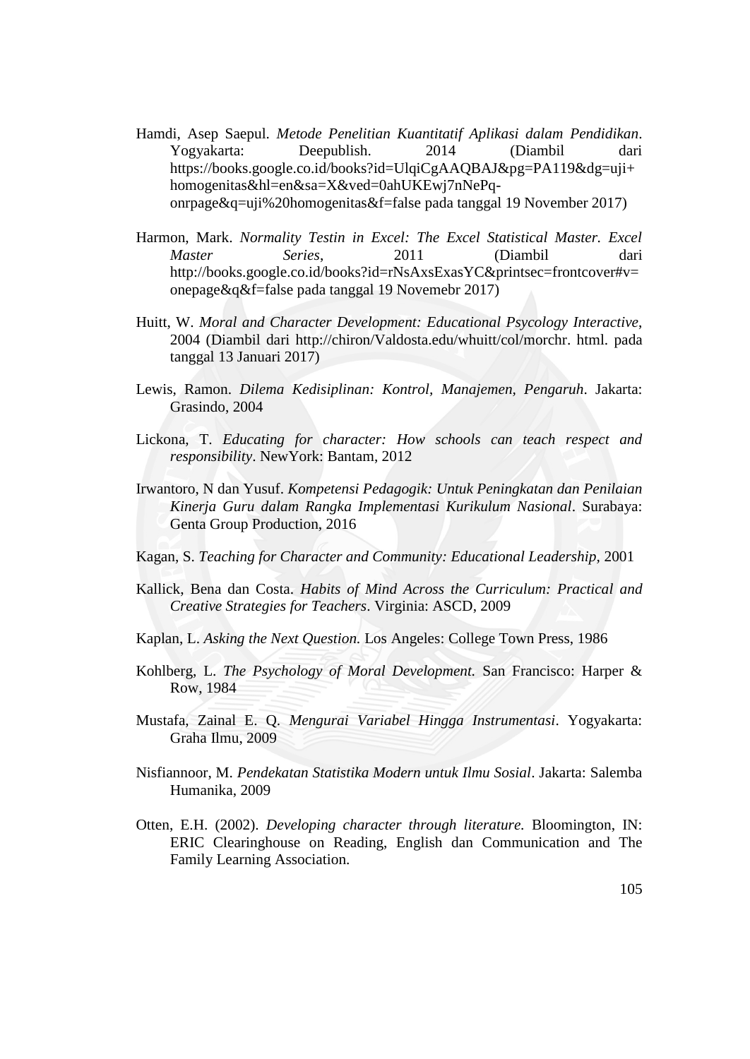Hamdi, Asep Saepul. *Metode Penelitian Kuantitatif Aplikasi dalam Pendidikan*. Yogyakarta: Deepublish. 2014 (Diambil dari https://books.google.co.id/books?id=UlqiCgAAQBAJ&pg=PA119&dg=uji+homogenitas&hl=en&sa=X&ved=0ahUKEwj7nNePq-onrpage&q=uji%20homogenitas&f=false pada tanggal 19 November 2017)

Harmon, Mark. *Normality Testin in Excel: The Excel Statistical Master. Excel Master Series*, 2011 (Diambil dari http://books.google.co.id/books?id=rNsAxsExasYC&printsec=frontcover#v=onepage&q&f=false pada tanggal 19 Novemebr 2017)

Huitt, W. *Moral and Character Development: Educational Psycology Interactive*, 2004 (Diambil dari http://chiron/Valdosta.edu/whuitt/col/morchr. html. pada tanggal 13 Januari 2017)

Lewis, Ramon. *Dilema Kedisiplinan: Kontrol, Manajemen, Pengaruh*. Jakarta: Grasindo, 2004

Lickona, T. *Educating for character: How schools can teach respect and responsibility*. NewYork: Bantam, 2012

Irwantoro, N dan Yusuf. *Kompetensi Pedagogik: Untuk Peningkatan dan Penilaian Kinerja Guru dalam Rangka Implementasi Kurikulum Nasional*. Surabaya: Genta Group Production, 2016

Kagan, S. *Teaching for Character and Community: Educational Leadership*, 2001

Kallick, Bena dan Costa. *Habits of Mind Across the Curriculum: Practical and Creative Strategies for Teachers*. Virginia: ASCD, 2009

Kaplan, L. *Asking the Next Question.* Los Angeles: College Town Press, 1986

Kohlberg, L. *The Psychology of Moral Development.* San Francisco: Harper & Row, 1984

Mustafa, Zainal E. Q. *Mengurai Variabel Hingga Instrumentasi*. Yogyakarta: Graha Ilmu, 2009

Nisfiannoor, M. *Pendekatan Statistika Modern untuk Ilmu Sosial*. Jakarta: Salemba Humanika, 2009

Otten, E.H. (2002). *Developing character through literature.* Bloomington, IN: ERIC Clearinghouse on Reading, English dan Communication and The Family Learning Association.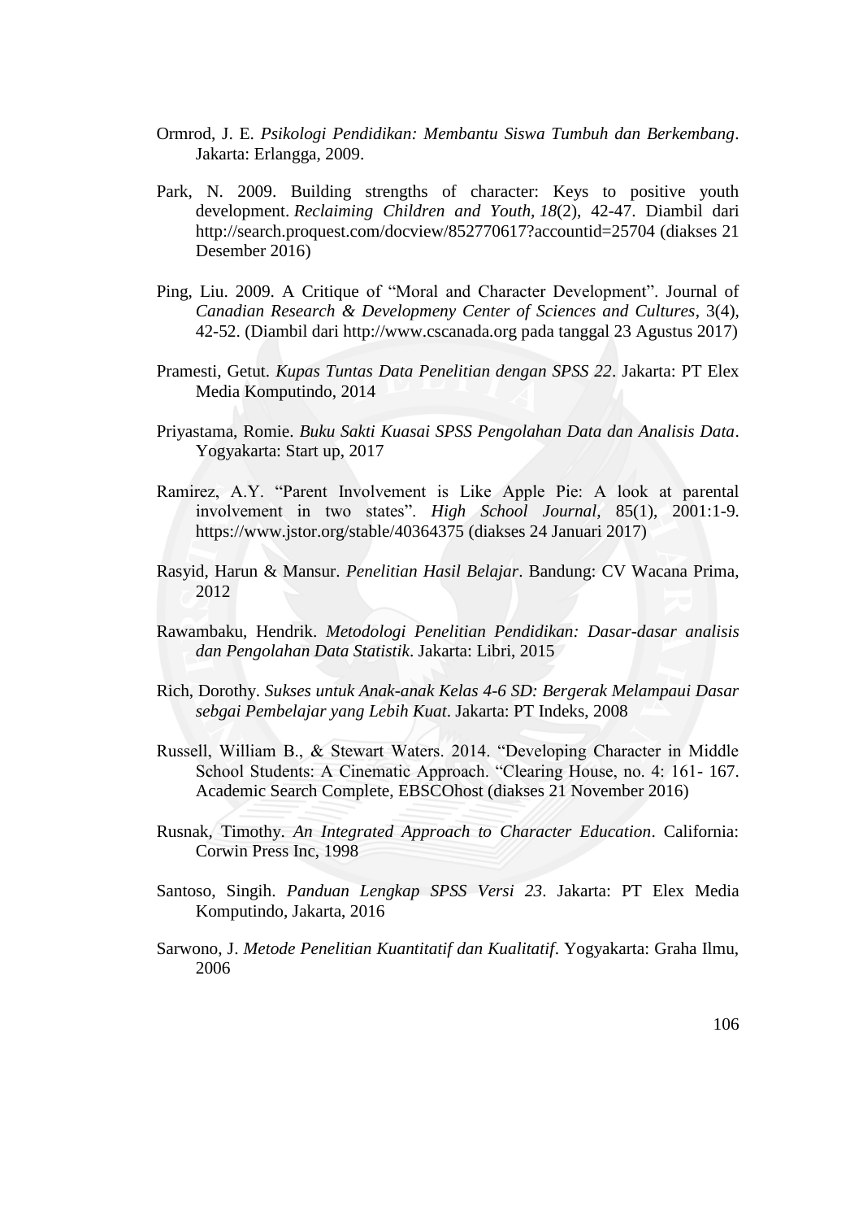Ormrod, J. E. *Psikologi Pendidikan: Membantu Siswa Tumbuh dan Berkembang*. Jakarta: Erlangga, 2009.

Park, N. 2009. Building strengths of character: Keys to positive youth development. *Reclaiming Children and Youth*, *18*(2), 42-47. Diambil dari http://search.proquest.com/docview/852770617?accountid=25704 (diakses 21 Desember 2016)

Ping, Liu. 2009. A Critique of "Moral and Character Development". Journal of *Canadian Research & Developmeny Center of Sciences and Cultures*, 3(4), 42-52. (Diambil dari http://www.cscanada.org pada tanggal 23 Agustus 2017)

Pramesti, Getut. *Kupas Tuntas Data Penelitian dengan SPSS 22*. Jakarta: PT Elex Media Komputindo, 2014

Priyastama, Romie. *Buku Sakti Kuasai SPSS Pengolahan Data dan Analisis Data*. Yogyakarta: Start up, 2017

Ramirez, A.Y. "Parent Involvement is Like Apple Pie: A look at parental involvement in two states". *High School Journal*, 85(1), 2001:1-9. https://www.jstor.org/stable/40364375 (diakses 24 Januari 2017)

Rasyid, Harun & Mansur. *Penelitian Hasil Belajar*. Bandung: CV Wacana Prima, 2012

Rawambaku, Hendrik. *Metodologi Penelitian Pendidikan: Dasar-dasar analisis dan Pengolahan Data Statistik*. Jakarta: Libri, 2015

Rich, Dorothy. *Sukses untuk Anak-anak Kelas 4-6 SD: Bergerak Melampaui Dasar sebgai Pembelajar yang Lebih Kuat*. Jakarta: PT Indeks, 2008

Russell, William B., & Stewart Waters. 2014. "Developing Character in Middle School Students: A Cinematic Approach. "Clearing House, no. 4: 161- 167. Academic Search Complete, EBSCOhost (diakses 21 November 2016)

Rusnak, Timothy. *An Integrated Approach to Character Education*. California: Corwin Press Inc, 1998

Santoso, Singih. *Panduan Lengkap SPSS Versi 23*. Jakarta: PT Elex Media Komputindo, Jakarta, 2016

Sarwono, J. *Metode Penelitian Kuantitatif dan Kualitatif*. Yogyakarta: Graha Ilmu, 2006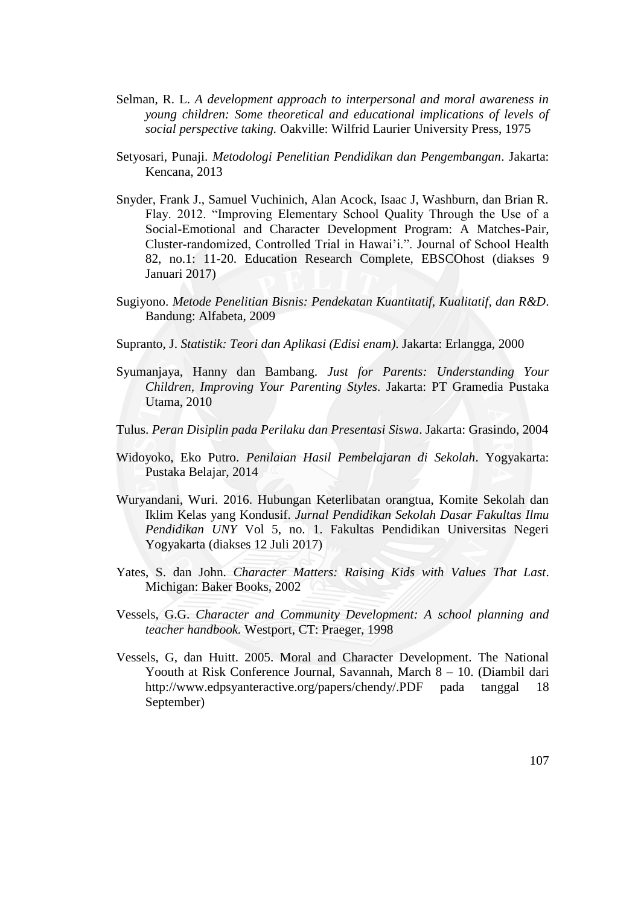Selman, R. L. *A development approach to interpersonal and moral awareness in young children: Some theoretical and educational implications of levels of social perspective taking.* Oakville: Wilfrid Laurier University Press, 1975

Setyosari, Punaji. *Metodologi Penelitian Pendidikan dan Pengembangan*. Jakarta: Kencana, 2013

Snyder, Frank J., Samuel Vuchinich, Alan Acock, Isaac J, Washburn, dan Brian R. Flay. 2012. "Improving Elementary School Quality Through the Use of a Social-Emotional and Character Development Program: A Matches-Pair, Cluster-randomized, Controlled Trial in Hawai'i.". Journal of School Health 82, no.1: 11-20. Education Research Complete, EBSCOhost (diakses 9 Januari 2017)

Sugiyono. *Metode Penelitian Bisnis: Pendekatan Kuantitatif, Kualitatif, dan R&D*. Bandung: Alfabeta, 2009

Supranto, J. *Statistik: Teori dan Aplikasi (Edisi enam)*. Jakarta: Erlangga, 2000

Syumanjaya, Hanny dan Bambang. *Just for Parents: Understanding Your Children, Improving Your Parenting Styles*. Jakarta: PT Gramedia Pustaka Utama, 2010

Tulus. *Peran Disiplin pada Perilaku dan Presentasi Siswa*. Jakarta: Grasindo, 2004

Widoyoko, Eko Putro. *Penilaian Hasil Pembelajaran di Sekolah*. Yogyakarta: Pustaka Belajar, 2014

Wuryandani, Wuri. 2016. Hubungan Keterlibatan orangtua, Komite Sekolah dan Iklim Kelas yang Kondusif. *Jurnal Pendidikan Sekolah Dasar Fakultas Ilmu Pendidikan UNY* Vol 5, no. 1. Fakultas Pendidikan Universitas Negeri Yogyakarta (diakses 12 Juli 2017)

Yates, S. dan John. *Character Matters: Raising Kids with Values That Last*. Michigan: Baker Books, 2002

Vessels, G.G. *Character and Community Development: A school planning and teacher handbook.* Westport, CT: Praeger, 1998

Vessels, G, dan Huitt. 2005. Moral and Character Development. The National Yoouth at Risk Conference Journal, Savannah, March 8 – 10. (Diambil dari http://www.edpsyanteractive.org/papers/chendy/.PDF pada tanggal 18 September)